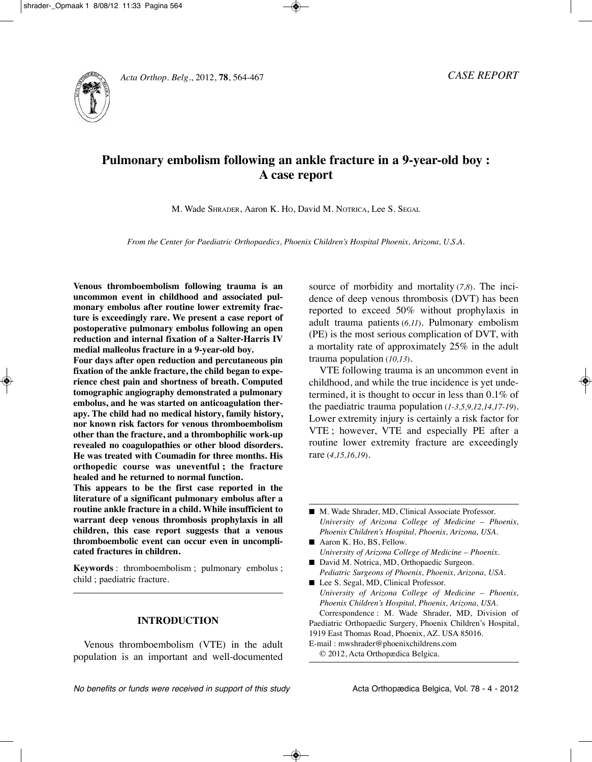CASE REPORT

# Pulmonary embolism following an ankle fracture in a 9-year-old boy : A case report

M. Wade Shrader, Aaron K. Ho, David M. Notrica, Lee S. Segal

*From the Center for Paediatric Orthopaedics, Phoenix Children's Hospital Phoenix, Arizona, U.S.A.*

**Venous thromboembolism following trauma is an uncommon event in childhood and associated pulmonary embolus after routine lower extremity fracture is exceedingly rare. We present a case report of postoperative pulmonary embolus following an open reduction and internal fixation of a Salter-Harris IV medial malleolus fracture in a 9-year-old boy.**

**Four days after open reduction and percutaneous pin fixation of the ankle fracture, the child began to experience chest pain and shortness of breath. Computed tomographic angiography demonstrated a pulmonary embolus, and he was started on anticoagulation therapy. The child had no medical history, family history, nor known risk factors for venous thromboembolism other than the fracture, and a thrombophilic work-up revealed no coagulopathies or other blood disorders. He was treated with Coumadin for three months. His orthopedic course was uneventful ; the fracture healed and he returned to normal function.**

**This appears to be the first case reported in the literature of a significant pulmonary embolus after a routine ankle fracture in a child. While insufficient to warrant deep venous thrombosis prophylaxis in all children, this case report suggests that a venous thromboembolic event can occur even in uncomplicated fractures in children.**

**Keywords** : thromboembolism ; pulmonary embolus ; child ; paediatric fracture.

## INTRODUCTION

Venous thromboembolism (VTE) in the adult population is an important and well-documented source of morbidity and mortality (7,8). The incidence of deep venous thrombosis (DVT) has been reported to exceed 50% without prophylaxis in adult trauma patients (6,11). Pulmonary embolism (PE) is the most serious complication of DVT, with a mortality rate of approximately 25% in the adult trauma population (10,13).

VTE following trauma is an uncommon event in childhood, and while the true incidence is yet undetermined, it is thought to occur in less than 0.1% of the paediatric trauma population (1-3,5,9,12,14,17-19). Lower extremity injury is certainly a risk factor for VTE ; however, VTE and especially PE after a routine lower extremity fracture are exceedingly rare (4,15,16,19).

---

- M. Wade Shrader, MD, Clinical Associate Professor. *University of Arizona College of Medicine – Phoenix, Phoenix Children's Hospital, Phoenix, Arizona, USA.*
- Aaron K. Ho, BS, Fellow. *University of Arizona College of Medicine – Phoenix.*
- David M. Notrica, MD, Orthopaedic Surgeon. *Pediatric Surgeons of Phoenix, Phoenix, Arizona, USA.*
- Lee S. Segal, MD, Clinical Professor. *University of Arizona College of Medicine – Phoenix, Phoenix Children's Hospital, Phoenix, Arizona, USA.*

Correspondence : M. Wade Shrader, MD, Division of Paediatric Orthopaedic Surgery, Phoenix Children's Hospital, 1919 East Thomas Road, Phoenix, AZ. USA 85016.

E-mail : mwshrader@phoenixchildrens.com

© 2012, Acta Orthopædica Belgica.

*No benefits or funds were received in support of this study*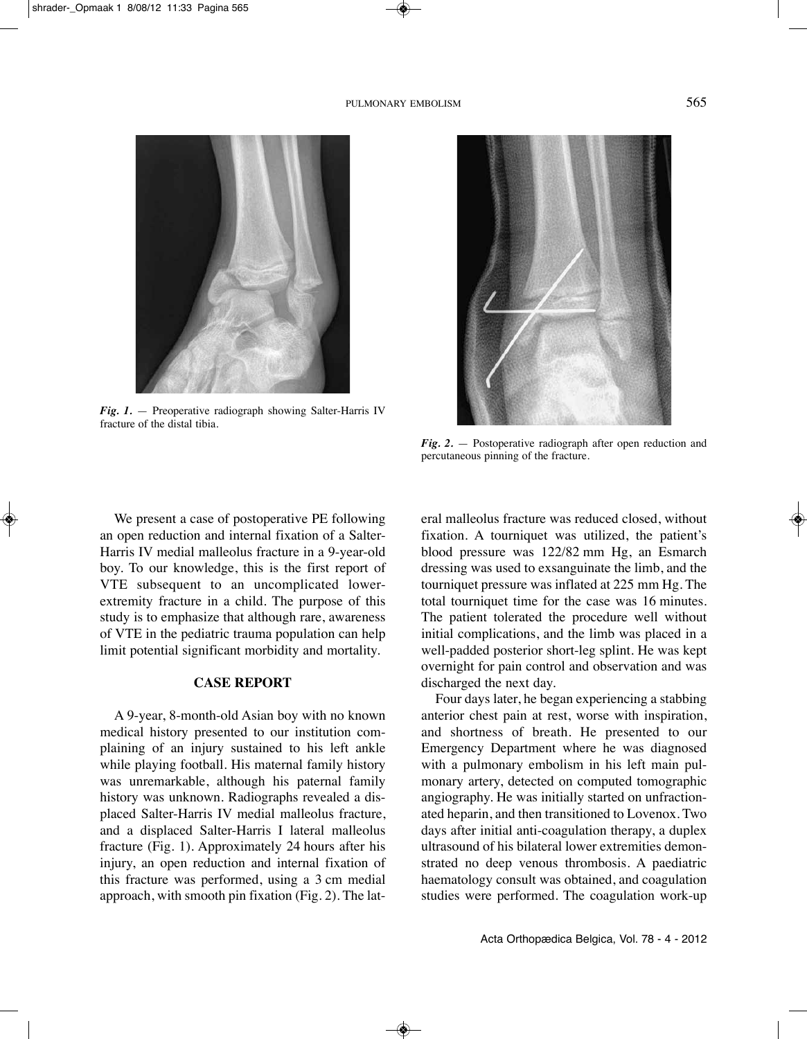*Fig. 1.* — Preoperative radiograph showing Salter-Harris IV fracture of the distal tibia.

*Fig. 2.* — Postoperative radiograph after open reduction and percutaneous pinning of the fracture.

We present a case of postoperative PE following an open reduction and internal fixation of a Salter-Harris IV medial malleolus fracture in a 9-year-old boy. To our knowledge, this is the first report of VTE subsequent to an uncomplicated lower-extremity fracture in a child. The purpose of this study is to emphasize that although rare, awareness of VTE in the pediatric trauma population can help limit potential significant morbidity and mortality.

## CASE REPORT

A 9-year, 8-month-old Asian boy with no known medical history presented to our institution complaining of an injury sustained to his left ankle while playing football. His maternal family history was unremarkable, although his paternal family history was unknown. Radiographs revealed a displaced Salter-Harris IV medial malleolus fracture, and a displaced Salter-Harris I lateral malleolus fracture (Fig. 1). Approximately 24 hours after his injury, an open reduction and internal fixation of this fracture was performed, using a 3 cm medial approach, with smooth pin fixation (Fig. 2). The lateral malleolus fracture was reduced closed, without fixation. A tourniquet was utilized, the patient's blood pressure was 122/82 mm Hg, an Esmarch dressing was used to exsanguinate the limb, and the tourniquet pressure was inflated at 225 mm Hg. The total tourniquet time for the case was 16 minutes. The patient tolerated the procedure well without initial complications, and the limb was placed in a well-padded posterior short-leg splint. He was kept overnight for pain control and observation and was discharged the next day.

Four days later, he began experiencing a stabbing anterior chest pain at rest, worse with inspiration, and shortness of breath. He presented to our Emergency Department where he was diagnosed with a pulmonary embolism in his left main pulmonary artery, detected on computed tomographic angiography. He was initially started on unfractionated heparin, and then transitioned to Lovenox. Two days after initial anti-coagulation therapy, a duplex ultrasound of his bilateral lower extremities demonstrated no deep venous thrombosis. A paediatric haematology consult was obtained, and coagulation studies were performed. The coagulation work-up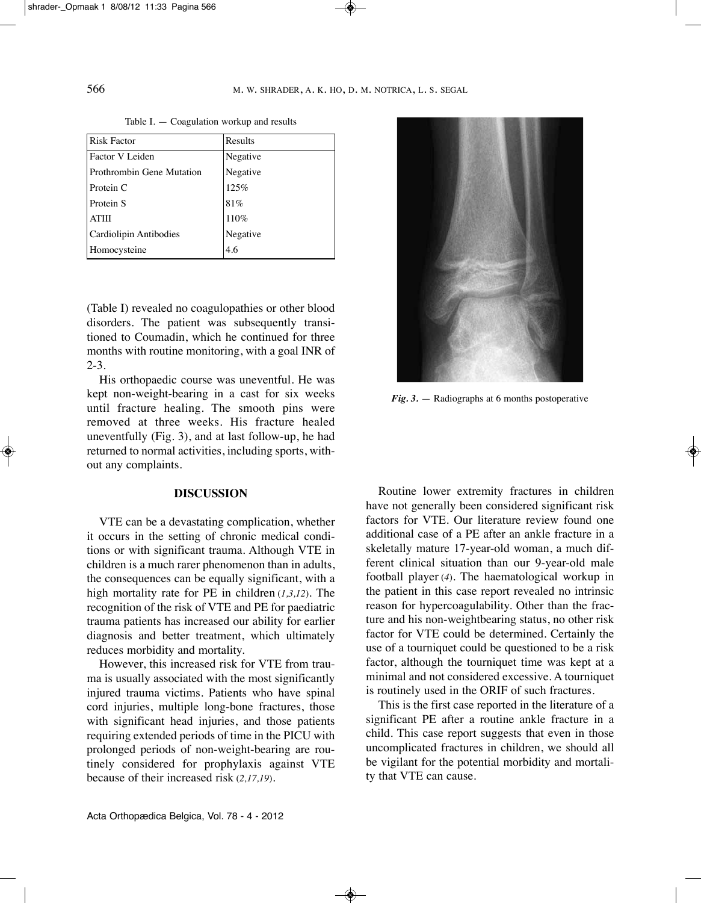Table I. — Coagulation workup and results

| Risk Factor | Results |
|---|---|
| Factor V Leiden | Negative |
| Prothrombin Gene Mutation | Negative |
| Protein C | 125% |
| Protein S | 81% |
| ATIII | 110% |
| Cardiolipin Antibodies | Negative |
| Homocysteine | 4.6 |

(Table I) revealed no coagulopathies or other blood disorders. The patient was subsequently transitioned to Coumadin, which he continued for three months with routine monitoring, with a goal INR of 2-3.

His orthopaedic course was uneventful. He was kept non-weight-bearing in a cast for six weeks until fracture healing. The smooth pins were removed at three weeks. His fracture healed uneventfully (Fig. 3), and at last follow-up, he had returned to normal activities, including sports, without any complaints.

*Fig. 3.* — Radiographs at 6 months postoperative

## DISCUSSION

VTE can be a devastating complication, whether it occurs in the setting of chronic medical conditions or with significant trauma. Although VTE in children is a much rarer phenomenon than in adults, the consequences can be equally significant, with a high mortality rate for PE in children (*1,3,12*). The recognition of the risk of VTE and PE for paediatric trauma patients has increased our ability for earlier diagnosis and better treatment, which ultimately reduces morbidity and mortality.

However, this increased risk for VTE from trauma is usually associated with the most significantly injured trauma victims. Patients who have spinal cord injuries, multiple long-bone fractures, those with significant head injuries, and those patients requiring extended periods of time in the PICU with prolonged periods of non-weight-bearing are routinely considered for prophylaxis against VTE because of their increased risk (*2,17,19*).

Routine lower extremity fractures in children have not generally been considered significant risk factors for VTE. Our literature review found one additional case of a PE after an ankle fracture in a skeletally mature 17-year-old woman, a much different clinical situation than our 9-year-old male football player (*4*). The haematological workup in the patient in this case report revealed no intrinsic reason for hypercoagulability. Other than the fracture and his non-weightbearing status, no other risk factor for VTE could be determined. Certainly the use of a tourniquet could be questioned to be a risk factor, although the tourniquet time was kept at a minimal and not considered excessive. A tourniquet is routinely used in the ORIF of such fractures.

This is the first case reported in the literature of a significant PE after a routine ankle fracture in a child. This case report suggests that even in those uncomplicated fractures in children, we should all be vigilant for the potential morbidity and mortality that VTE can cause.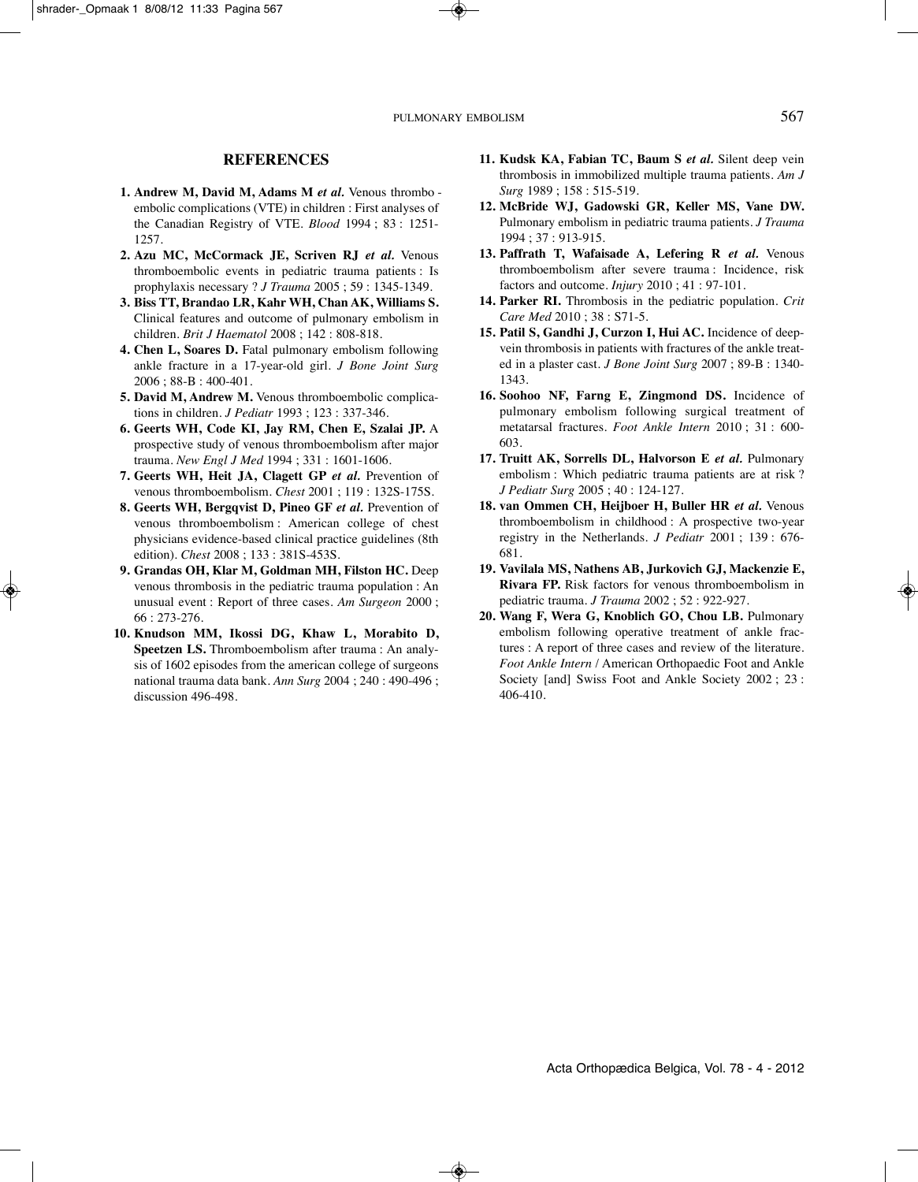## REFERENCES

1. **Andrew M, David M, Adams M *et al.*** Venous thrombo-embolic complications (VTE) in children : First analyses of the Canadian Registry of VTE. *Blood* 1994 ; 83 : 1251-1257.
2. **Azu MC, McCormack JE, Scriven RJ *et al.*** Venous thromboembolic events in pediatric trauma patients : Is prophylaxis necessary ? *J Trauma* 2005 ; 59 : 1345-1349.
3. **Biss TT, Brandao LR, Kahr WH, Chan AK, Williams S.** Clinical features and outcome of pulmonary embolism in children. *Brit J Haematol* 2008 ; 142 : 808-818.
4. **Chen L, Soares D.** Fatal pulmonary embolism following ankle fracture in a 17-year-old girl. *J Bone Joint Surg* 2006 ; 88-B : 400-401.
5. **David M, Andrew M.** Venous thromboembolic complications in children. *J Pediatr* 1993 ; 123 : 337-346.
6. **Geerts WH, Code KI, Jay RM, Chen E, Szalai JP.** A prospective study of venous thromboembolism after major trauma. *New Engl J Med* 1994 ; 331 : 1601-1606.
7. **Geerts WH, Heit JA, Clagett GP *et al.*** Prevention of venous thromboembolism. *Chest* 2001 ; 119 : 132S-175S.
8. **Geerts WH, Bergqvist D, Pineo GF *et al.*** Prevention of venous thromboembolism : American college of chest physicians evidence-based clinical practice guidelines (8th edition). *Chest* 2008 ; 133 : 381S-453S.
9. **Grandas OH, Klar M, Goldman MH, Filston HC.** Deep venous thrombosis in the pediatric trauma population : An unusual event : Report of three cases. *Am Surgeon* 2000 ; 66 : 273-276.
10. **Knudson MM, Ikossi DG, Khaw L, Morabito D, Speetzen LS.** Thromboembolism after trauma : An analysis of 1602 episodes from the american college of surgeons national trauma data bank. *Ann Surg* 2004 ; 240 : 490-496 ; discussion 496-498.
11. **Kudsk KA, Fabian TC, Baum S *et al.*** Silent deep vein thrombosis in immobilized multiple trauma patients. *Am J Surg* 1989 ; 158 : 515-519.
12. **McBride WJ, Gadowski GR, Keller MS, Vane DW.** Pulmonary embolism in pediatric trauma patients. *J Trauma* 1994 ; 37 : 913-915.
13. **Paffrath T, Wafaisade A, Lefering R *et al.*** Venous thromboembolism after severe trauma : Incidence, risk factors and outcome. *Injury* 2010 ; 41 : 97-101.
14. **Parker RI.** Thrombosis in the pediatric population. *Crit Care Med* 2010 ; 38 : S71-5.
15. **Patil S, Gandhi J, Curzon I, Hui AC.** Incidence of deep-vein thrombosis in patients with fractures of the ankle treated in a plaster cast. *J Bone Joint Surg* 2007 ; 89-B : 1340-1343.
16. **Soohoo NF, Farng E, Zingmond DS.** Incidence of pulmonary embolism following surgical treatment of metatarsal fractures. *Foot Ankle Intern* 2010 ; 31 : 600-603.
17. **Truitt AK, Sorrells DL, Halvorson E *et al.*** Pulmonary embolism : Which pediatric trauma patients are at risk ? *J Pediatr Surg* 2005 ; 40 : 124-127.
18. **van Ommen CH, Heijboer H, Buller HR *et al.*** Venous thromboembolism in childhood : A prospective two-year registry in the Netherlands. *J Pediatr* 2001 ; 139 : 676-681.
19. **Vavilala MS, Nathens AB, Jurkovich GJ, Mackenzie E, Rivara FP.** Risk factors for venous thromboembolism in pediatric trauma. *J Trauma* 2002 ; 52 : 922-927.
20. **Wang F, Wera G, Knoblich GO, Chou LB.** Pulmonary embolism following operative treatment of ankle fractures : A report of three cases and review of the literature. *Foot Ankle Intern* / American Orthopaedic Foot and Ankle Society [and] Swiss Foot and Ankle Society 2002 ; 23 : 406-410.